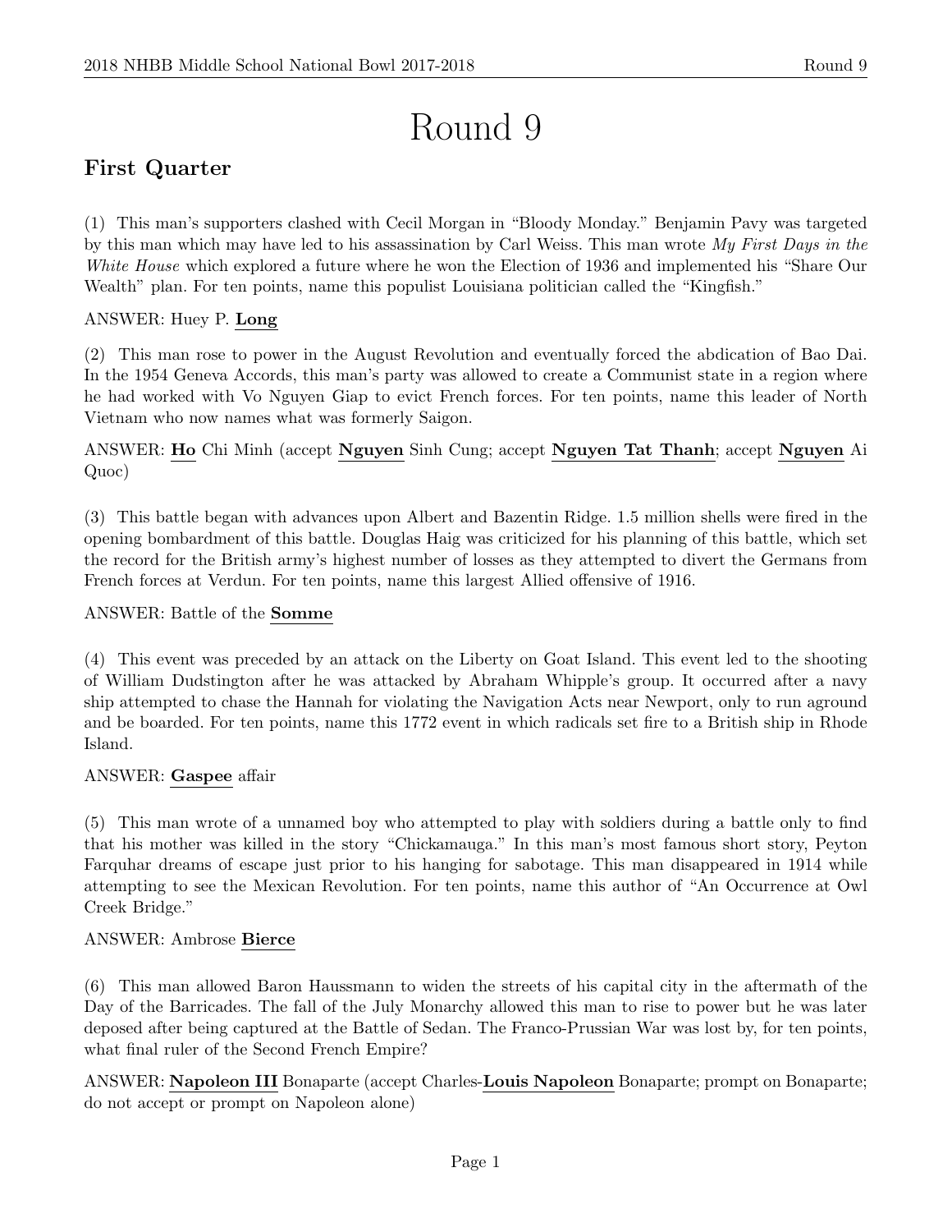# Round 9

## First Quarter

(1) This man's supporters clashed with Cecil Morgan in "Bloody Monday." Benjamin Pavy was targeted by this man which may have led to his assassination by Carl Weiss. This man wrote *My First Days in the White House* which explored a future where he won the Election of 1936 and implemented his "Share Our Wealth" plan. For ten points, name this populist Louisiana politician called the "Kingfish."

ANSWER: Huey P. **Long**

(2) This man rose to power in the August Revolution and eventually forced the abdication of Bao Dai. In the 1954 Geneva Accords, this man's party was allowed to create a Communist state in a region where he had worked with Vo Nguyen Giap to evict French forces. For ten points, name this leader of North Vietnam who now names what was formerly Saigon.

ANSWER: **Ho** Chi Minh (accept **Nguyen** Sinh Cung; accept **Nguyen Tat Thanh**; accept **Nguyen** Ai Quoc)

(3) This battle began with advances upon Albert and Bazentin Ridge. 1.5 million shells were fired in the opening bombardment of this battle. Douglas Haig was criticized for his planning of this battle, which set the record for the British army's highest number of losses as they attempted to divert the Germans from French forces at Verdun. For ten points, name this largest Allied offensive of 1916.

ANSWER: Battle of the **Somme**

(4) This event was preceded by an attack on the Liberty on Goat Island. This event led to the shooting of William Dudstington after he was attacked by Abraham Whipple's group. It occurred after a navy ship attempted to chase the Hannah for violating the Navigation Acts near Newport, only to run aground and be boarded. For ten points, name this 1772 event in which radicals set fire to a British ship in Rhode Island.

ANSWER: **Gaspee** affair

(5) This man wrote of a unnamed boy who attempted to play with soldiers during a battle only to find that his mother was killed in the story "Chickamauga." In this man's most famous short story, Peyton Farquhar dreams of escape just prior to his hanging for sabotage. This man disappeared in 1914 while attempting to see the Mexican Revolution. For ten points, name this author of "An Occurrence at Owl Creek Bridge."

ANSWER: Ambrose **Bierce**

(6) This man allowed Baron Haussmann to widen the streets of his capital city in the aftermath of the Day of the Barricades. The fall of the July Monarchy allowed this man to rise to power but he was later deposed after being captured at the Battle of Sedan. The Franco-Prussian War was lost by, for ten points, what final ruler of the Second French Empire?

ANSWER: **Napoleon III** Bonaparte (accept Charles-**Louis Napoleon** Bonaparte; prompt on Bonaparte; do not accept or prompt on Napoleon alone)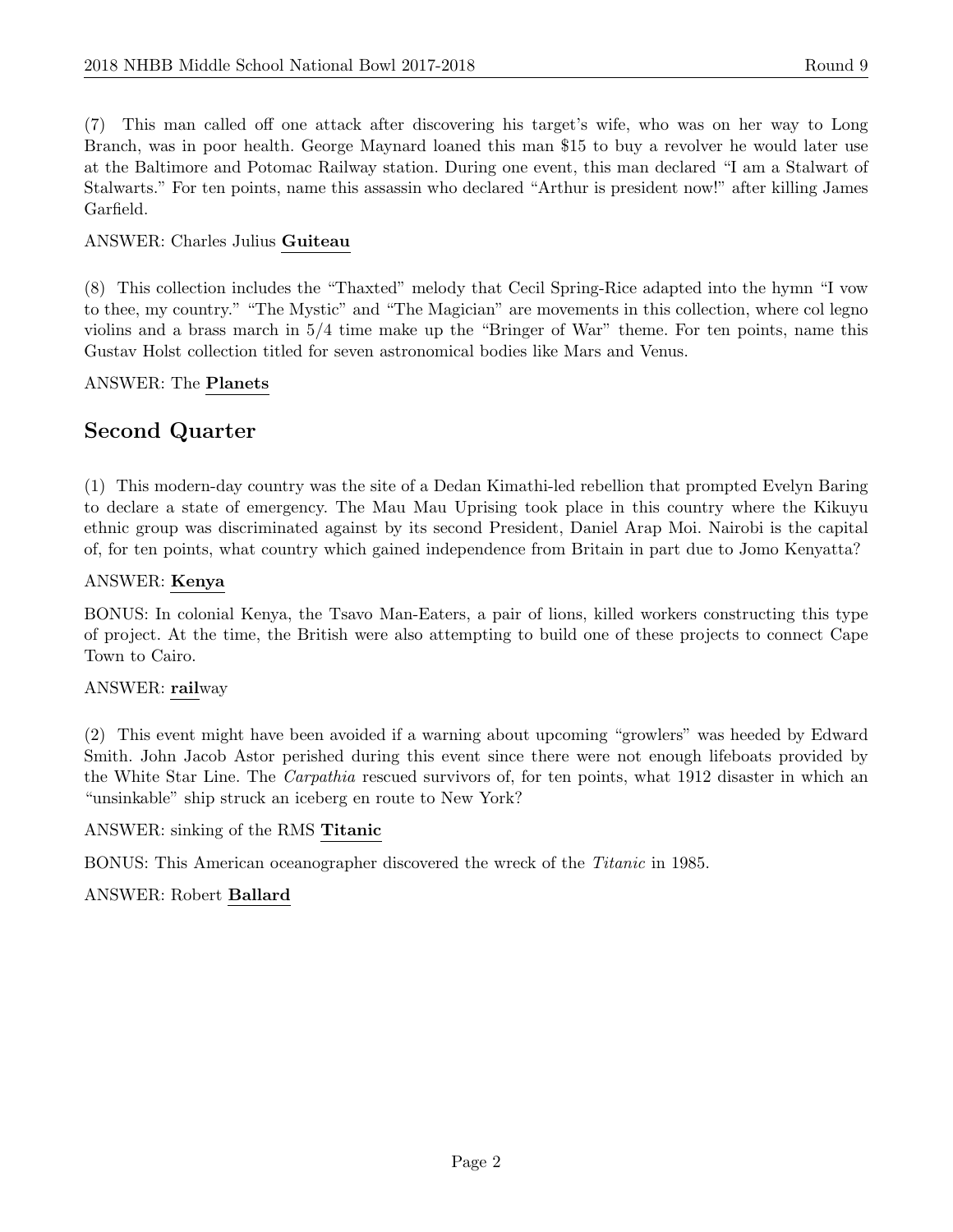(7) This man called off one attack after discovering his target's wife, who was on her way to Long Branch, was in poor health. George Maynard loaned this man $15 to buy a revolver he would later use at the Baltimore and Potomac Railway station. During one event, this man declared "I am a Stalwart of Stalwarts." For ten points, name this assassin who declared "Arthur is president now!" after killing James Garfield.

ANSWER: Charles Julius **Guiteau**

(8) This collection includes the "Thaxted" melody that Cecil Spring-Rice adapted into the hymn "I vow to thee, my country." "The Mystic" and "The Magician" are movements in this collection, where col legno violins and a brass march in 5/4 time make up the "Bringer of War" theme. For ten points, name this Gustav Holst collection titled for seven astronomical bodies like Mars and Venus.

ANSWER: The **Planets**

## Second Quarter

(1) This modern-day country was the site of a Dedan Kimathi-led rebellion that prompted Evelyn Baring to declare a state of emergency. The Mau Mau Uprising took place in this country where the Kikuyu ethnic group was discriminated against by its second President, Daniel Arap Moi. Nairobi is the capital of, for ten points, what country which gained independence from Britain in part due to Jomo Kenyatta?

ANSWER: **Kenya**

BONUS: In colonial Kenya, the Tsavo Man-Eaters, a pair of lions, killed workers constructing this type of project. At the time, the British were also attempting to build one of these projects to connect Cape Town to Cairo.

ANSWER: **rail**way

(2) This event might have been avoided if a warning about upcoming "growlers" was heeded by Edward Smith. John Jacob Astor perished during this event since there were not enough lifeboats provided by the White Star Line. The *Carpathia* rescued survivors of, for ten points, what 1912 disaster in which an "unsinkable" ship struck an iceberg en route to New York?

ANSWER: sinking of the RMS **Titanic**

BONUS: This American oceanographer discovered the wreck of the *Titanic* in 1985.

ANSWER: Robert **Ballard**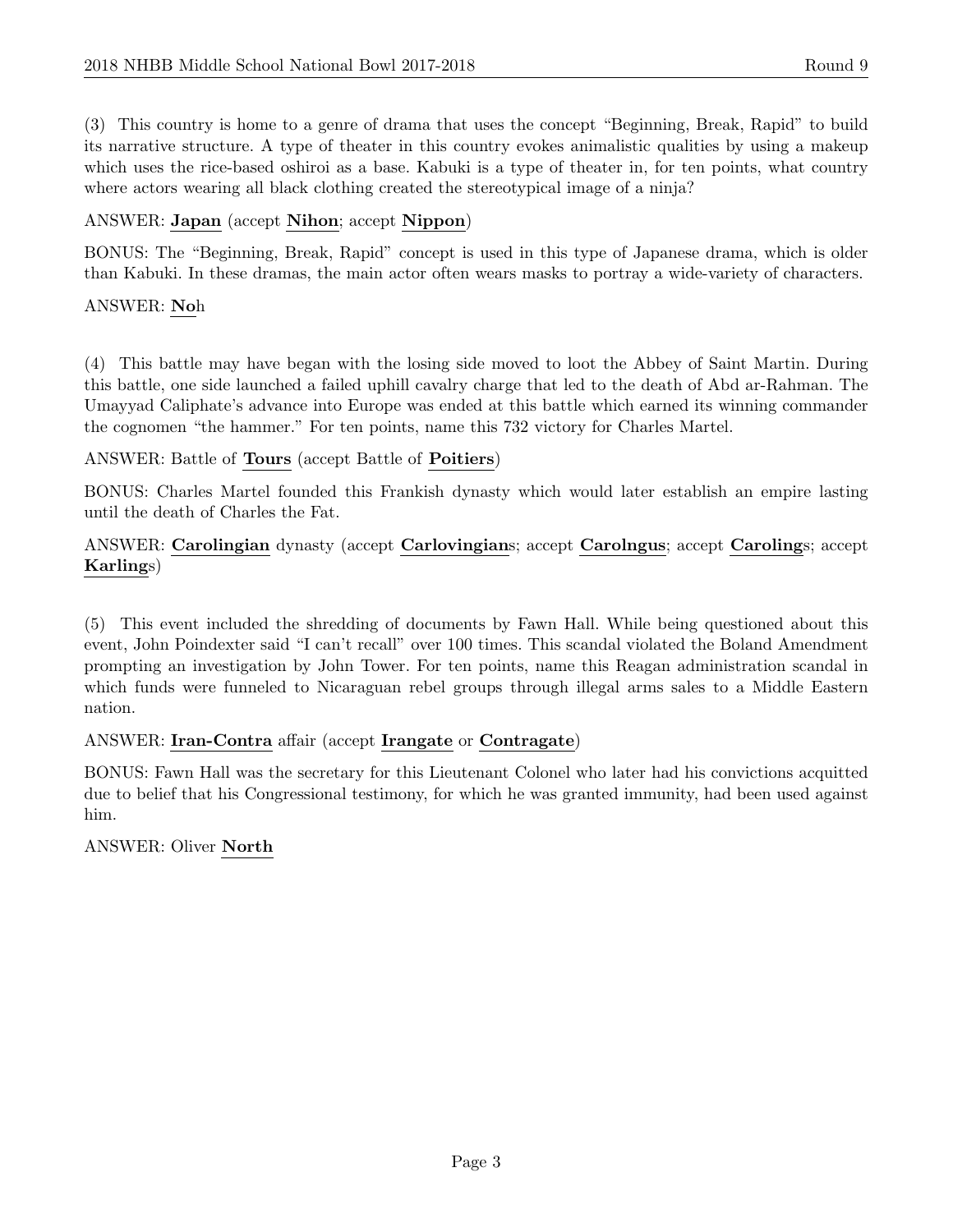(3) This country is home to a genre of drama that uses the concept "Beginning, Break, Rapid" to build its narrative structure. A type of theater in this country evokes animalistic qualities by using a makeup which uses the rice-based oshiroi as a base. Kabuki is a type of theater in, for ten points, what country where actors wearing all black clothing created the stereotypical image of a ninja?

ANSWER: **Japan** (accept **Nihon**; accept **Nippon**)

BONUS: The "Beginning, Break, Rapid" concept is used in this type of Japanese drama, which is older than Kabuki. In these dramas, the main actor often wears masks to portray a wide-variety of characters.

ANSWER: **No**h

(4) This battle may have began with the losing side moved to loot the Abbey of Saint Martin. During this battle, one side launched a failed uphill cavalry charge that led to the death of Abd ar-Rahman. The Umayyad Caliphate's advance into Europe was ended at this battle which earned its winning commander the cognomen "the hammer." For ten points, name this 732 victory for Charles Martel.

ANSWER: Battle of **Tours** (accept Battle of **Poitiers**)

BONUS: Charles Martel founded this Frankish dynasty which would later establish an empire lasting until the death of Charles the Fat.

ANSWER: **Carolingian** dynasty (accept **Carlovingian**s; accept **Carolngus**; accept **Caroling**s; accept **Karling**s)

(5) This event included the shredding of documents by Fawn Hall. While being questioned about this event, John Poindexter said "I can't recall" over 100 times. This scandal violated the Boland Amendment prompting an investigation by John Tower. For ten points, name this Reagan administration scandal in which funds were funneled to Nicaraguan rebel groups through illegal arms sales to a Middle Eastern nation.

ANSWER: **Iran-Contra** affair (accept **Irangate** or **Contragate**)

BONUS: Fawn Hall was the secretary for this Lieutenant Colonel who later had his convictions acquitted due to belief that his Congressional testimony, for which he was granted immunity, had been used against him.

ANSWER: Oliver **North**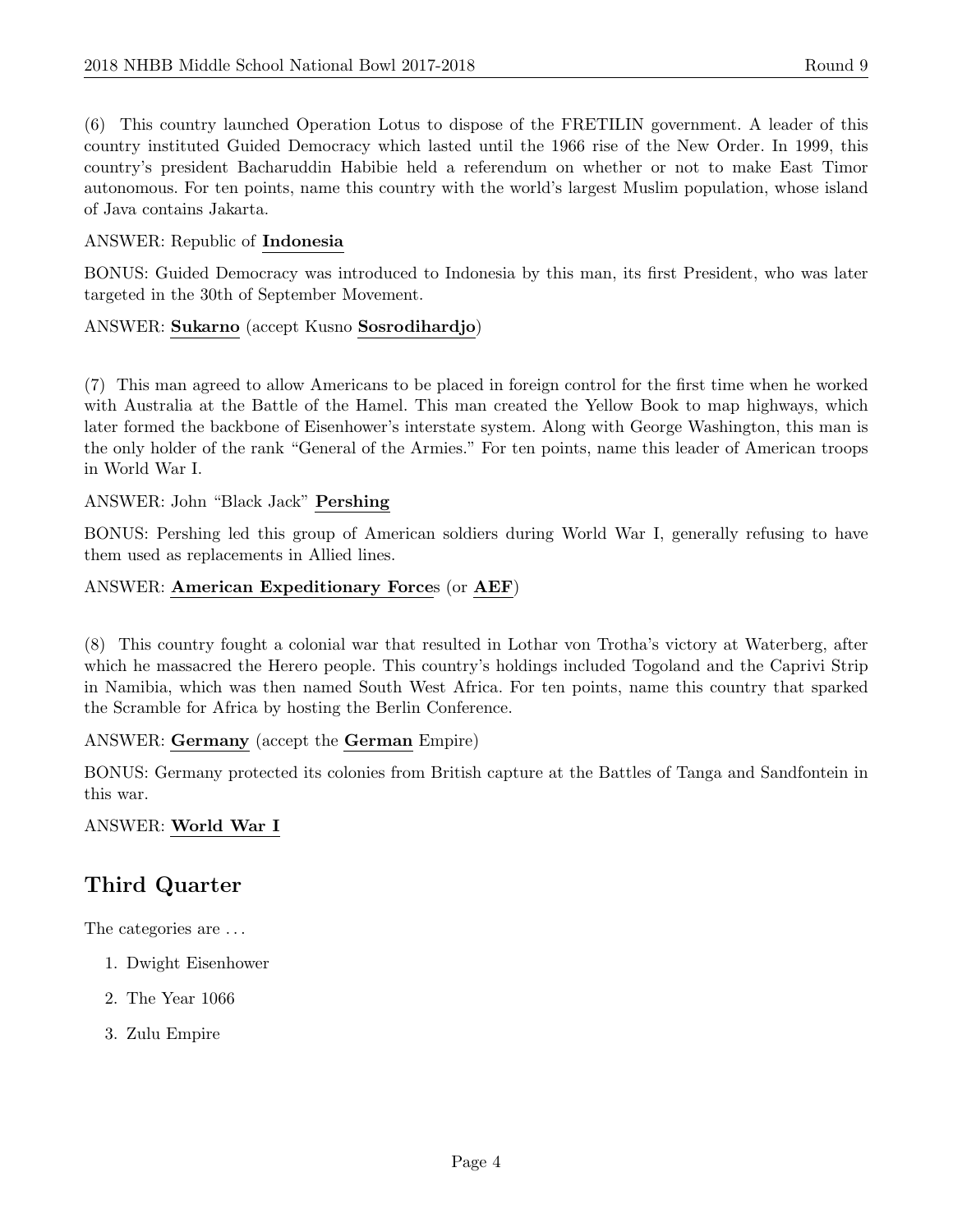(6) This country launched Operation Lotus to dispose of the FRETILIN government. A leader of this country instituted Guided Democracy which lasted until the 1966 rise of the New Order. In 1999, this country's president Bacharuddin Habibie held a referendum on whether or not to make East Timor autonomous. For ten points, name this country with the world's largest Muslim population, whose island of Java contains Jakarta.

ANSWER: Republic of **Indonesia**

BONUS: Guided Democracy was introduced to Indonesia by this man, its first President, who was later targeted in the 30th of September Movement.

ANSWER: **Sukarno** (accept Kusno **Sosrodihardjo**)

(7) This man agreed to allow Americans to be placed in foreign control for the first time when he worked with Australia at the Battle of the Hamel. This man created the Yellow Book to map highways, which later formed the backbone of Eisenhower's interstate system. Along with George Washington, this man is the only holder of the rank "General of the Armies." For ten points, name this leader of American troops in World War I.

ANSWER: John "Black Jack" **Pershing**

BONUS: Pershing led this group of American soldiers during World War I, generally refusing to have them used as replacements in Allied lines.

ANSWER: **American Expeditionary Force**s (or **AEF**)

(8) This country fought a colonial war that resulted in Lothar von Trotha's victory at Waterberg, after which he massacred the Herero people. This country's holdings included Togoland and the Caprivi Strip in Namibia, which was then named South West Africa. For ten points, name this country that sparked the Scramble for Africa by hosting the Berlin Conference.

ANSWER: **Germany** (accept the **German** Empire)

BONUS: Germany protected its colonies from British capture at the Battles of Tanga and Sandfontein in this war.

ANSWER: **World War I**

## Third Quarter

The categories are ...

1. Dwight Eisenhower
2. The Year 1066
3. Zulu Empire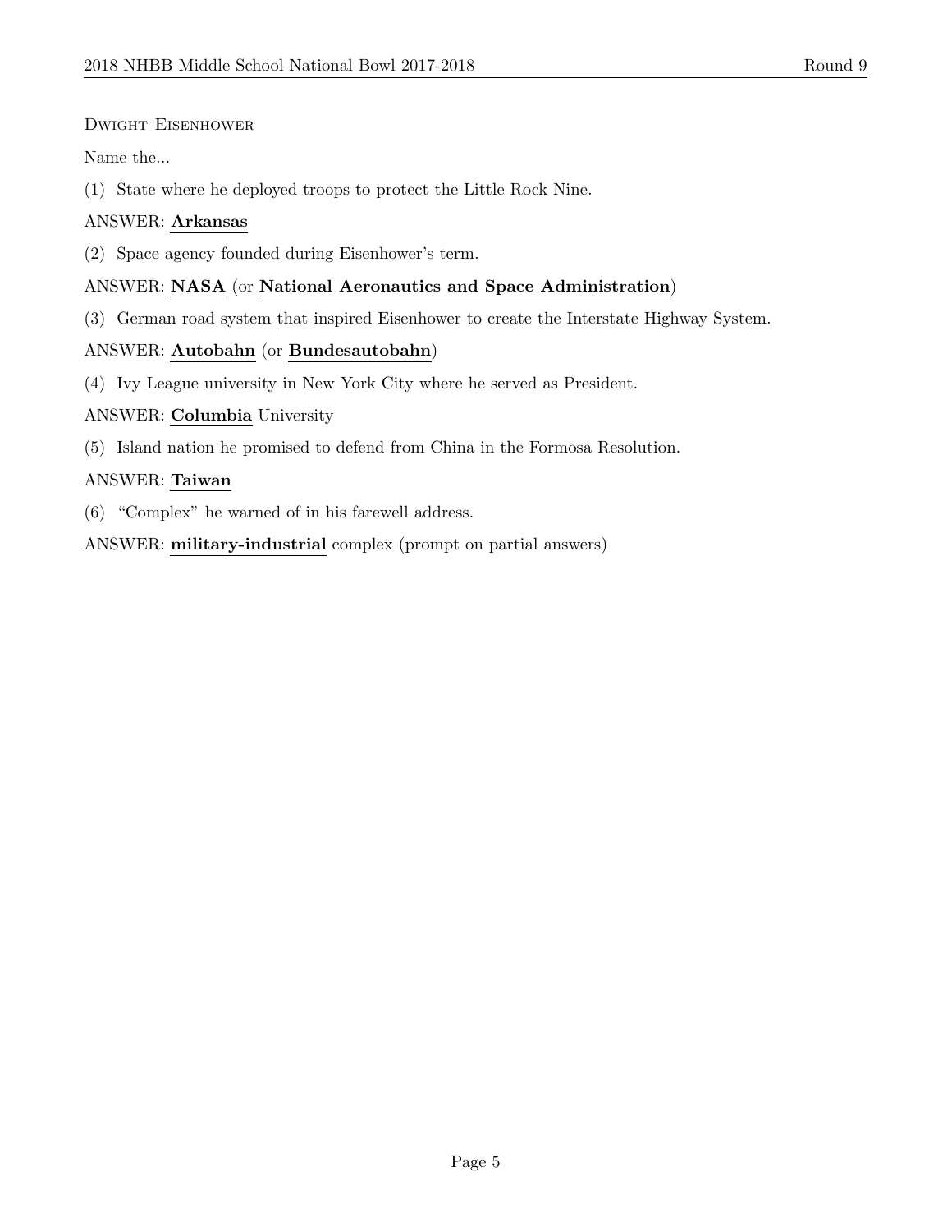Dwight Eisenhower

Name the...

(1) State where he deployed troops to protect the Little Rock Nine.

ANSWER: **Arkansas**

(2) Space agency founded during Eisenhower's term.

ANSWER: **NASA** (or **National Aeronautics and Space Administration**)

(3) German road system that inspired Eisenhower to create the Interstate Highway System.

ANSWER: **Autobahn** (or **Bundesautobahn**)

(4) Ivy League university in New York City where he served as President.

ANSWER: **Columbia** University

(5) Island nation he promised to defend from China in the Formosa Resolution.

ANSWER: **Taiwan**

(6) "Complex" he warned of in his farewell address.

ANSWER: **military-industrial** complex (prompt on partial answers)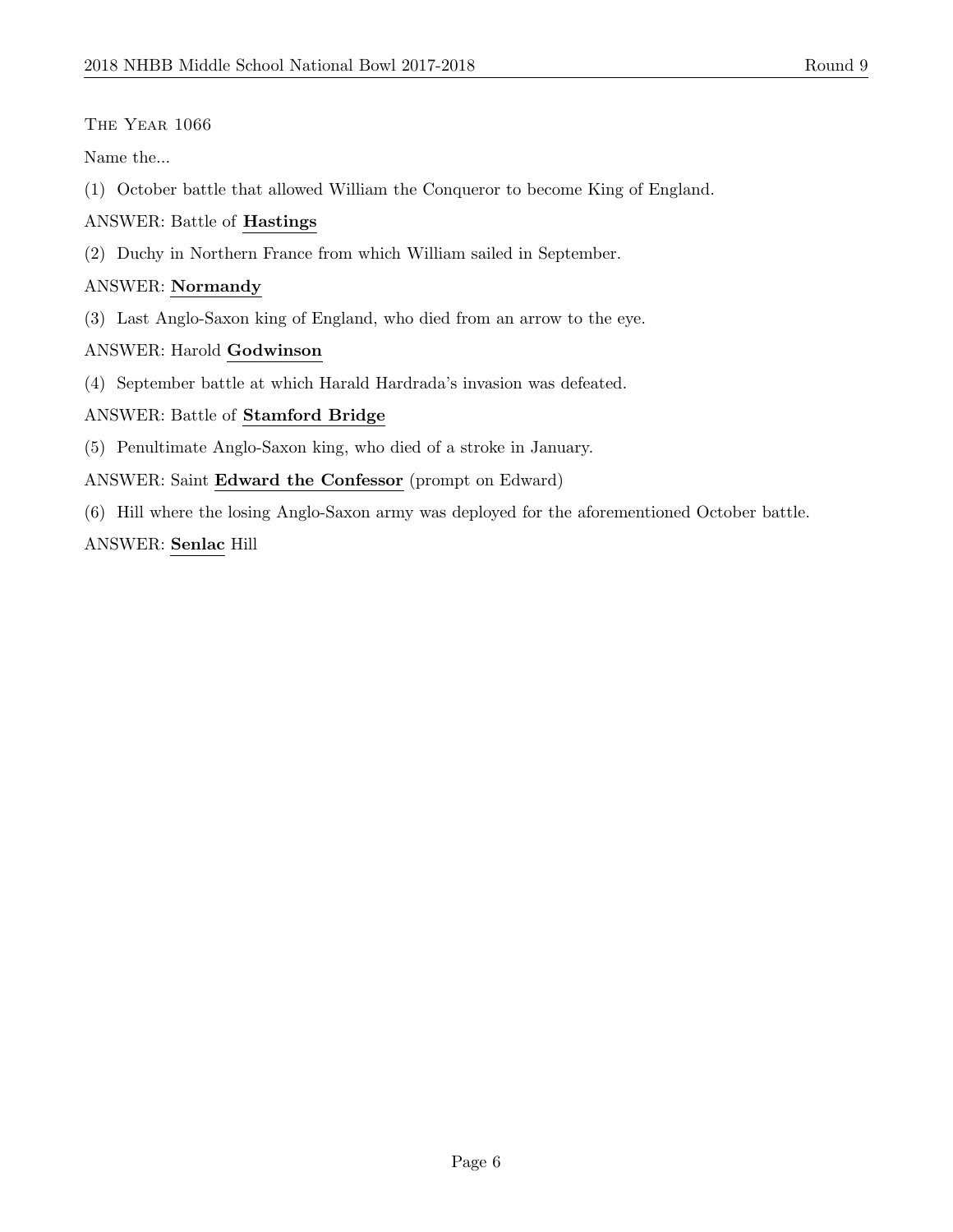The Year 1066

Name the...

(1) October battle that allowed William the Conqueror to become King of England.

ANSWER: Battle of **Hastings**

(2) Duchy in Northern France from which William sailed in September.

ANSWER: **Normandy**

(3) Last Anglo-Saxon king of England, who died from an arrow to the eye.

ANSWER: Harold **Godwinson**

(4) September battle at which Harald Hardrada's invasion was defeated.

ANSWER: Battle of **Stamford Bridge**

(5) Penultimate Anglo-Saxon king, who died of a stroke in January.

ANSWER: Saint **Edward the Confessor** (prompt on Edward)

(6) Hill where the losing Anglo-Saxon army was deployed for the aforementioned October battle.

ANSWER: **Senlac** Hill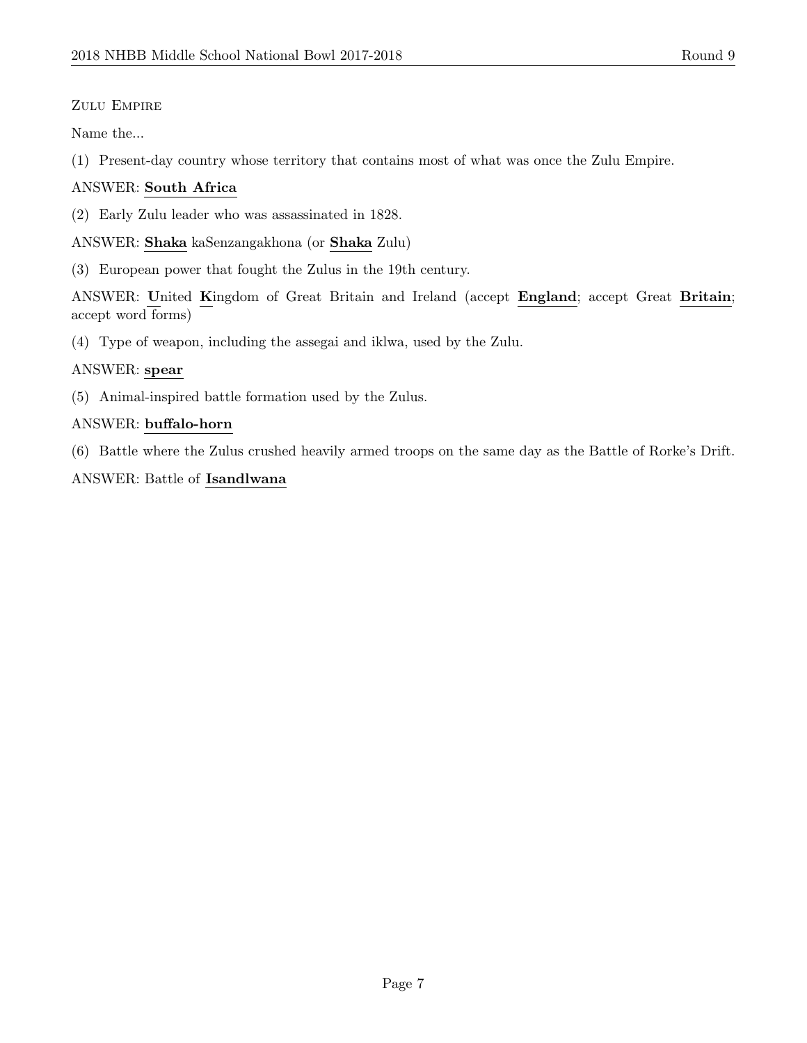Zulu Empire

Name the...

(1) Present-day country whose territory that contains most of what was once the Zulu Empire.

ANSWER: **South Africa**

(2) Early Zulu leader who was assassinated in 1828.

ANSWER: **Shaka** kaSenzangakhona (or **Shaka** Zulu)

(3) European power that fought the Zulus in the 19th century.

ANSWER: **U**nited **K**ingdom of Great Britain and Ireland (accept **England**; accept Great **Britain**; accept word forms)

(4) Type of weapon, including the assegai and iklwa, used by the Zulu.

ANSWER: **spear**

(5) Animal-inspired battle formation used by the Zulus.

ANSWER: **buffalo-horn**

(6) Battle where the Zulus crushed heavily armed troops on the same day as the Battle of Rorke's Drift.

ANSWER: Battle of **Isandlwana**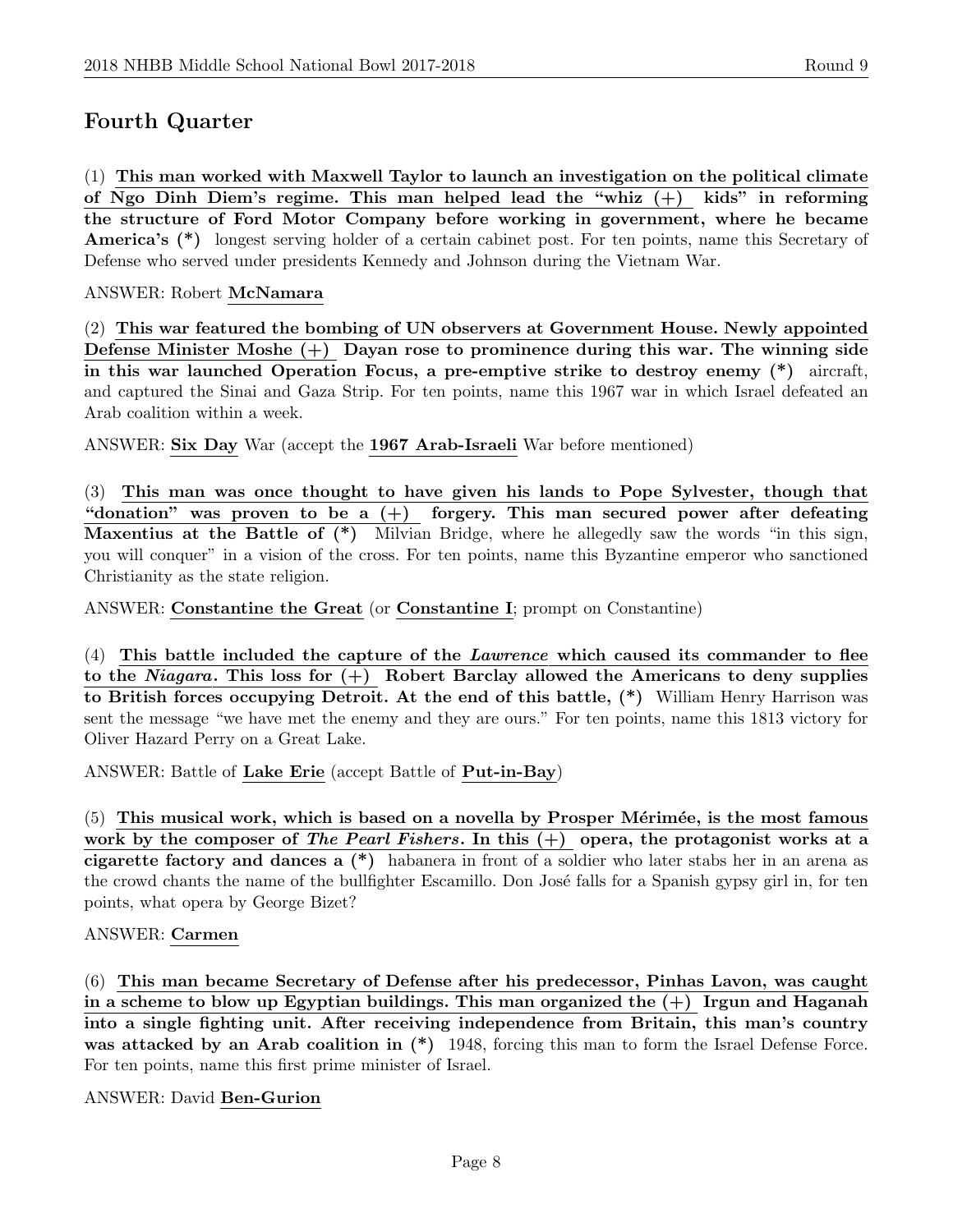## Fourth Quarter

(1) **This man worked with Maxwell Taylor to launch an investigation on the political climate of Ngo Dinh Diem's regime. This man helped lead the "whiz (+) kids" in reforming the structure of Ford Motor Company before working in government, where he became America's (*)** longest serving holder of a certain cabinet post. For ten points, name this Secretary of Defense who served under presidents Kennedy and Johnson during the Vietnam War.

ANSWER: Robert **McNamara**

(2) **This war featured the bombing of UN observers at Government House. Newly appointed Defense Minister Moshe (+) Dayan rose to prominence during this war. The winning side in this war launched Operation Focus, a pre-emptive strike to destroy enemy (*)** aircraft, and captured the Sinai and Gaza Strip. For ten points, name this 1967 war in which Israel defeated an Arab coalition within a week.

ANSWER: **Six Day** War (accept the **1967 Arab-Israeli** War before mentioned)

(3) **This man was once thought to have given his lands to Pope Sylvester, though that "donation" was proven to be a (+) forgery. This man secured power after defeating Maxentius at the Battle of (*)** Milvian Bridge, where he allegedly saw the words "in this sign, you will conquer" in a vision of the cross. For ten points, name this Byzantine emperor who sanctioned Christianity as the state religion.

ANSWER: **Constantine the Great** (or **Constantine I**; prompt on Constantine)

(4) **This battle included the capture of the *Lawrence* which caused its commander to flee to the *Niagara*. This loss for (+) Robert Barclay allowed the Americans to deny supplies to British forces occupying Detroit. At the end of this battle, (*)** William Henry Harrison was sent the message "we have met the enemy and they are ours." For ten points, name this 1813 victory for Oliver Hazard Perry on a Great Lake.

ANSWER: Battle of **Lake Erie** (accept Battle of **Put-in-Bay**)

(5) **This musical work, which is based on a novella by Prosper Mérimée, is the most famous work by the composer of *The Pearl Fishers*. In this (+) opera, the protagonist works at a cigarette factory and dances a (*)** habanera in front of a soldier who later stabs her in an arena as the crowd chants the name of the bullfighter Escamillo. Don José falls for a Spanish gypsy girl in, for ten points, what opera by George Bizet?

ANSWER: **Carmen**

(6) **This man became Secretary of Defense after his predecessor, Pinhas Lavon, was caught in a scheme to blow up Egyptian buildings. This man organized the (+) Irgun and Haganah into a single fighting unit. After receiving independence from Britain, this man's country was attacked by an Arab coalition in (*)** 1948, forcing this man to form the Israel Defense Force. For ten points, name this first prime minister of Israel.

ANSWER: David **Ben-Gurion**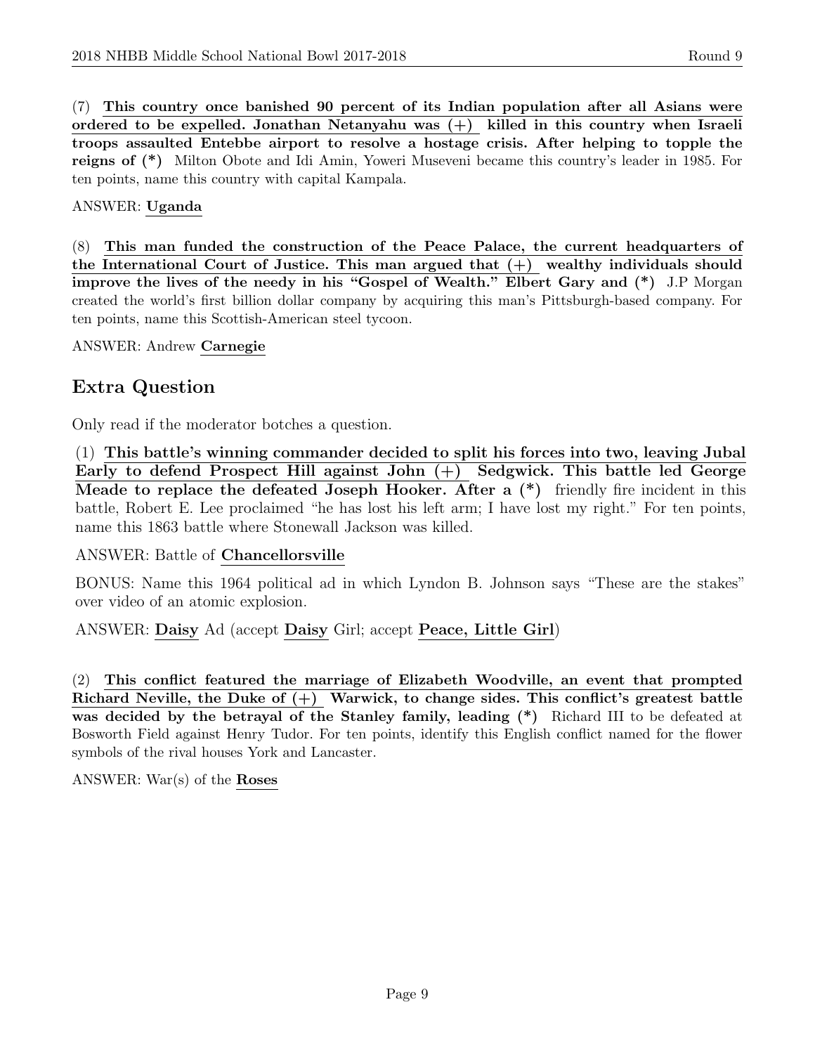(7) **<u>This country once banished 90 percent of its Indian population after all Asians were ordered to be expelled. Jonathan Netanyahu was (+)</u> killed in this country when Israeli troops assaulted Entebbe airport to resolve a hostage crisis. After helping to topple the reigns of (*)** Milton Obote and Idi Amin, Yoweri Museveni became this country's leader in 1985. For ten points, name this country with capital Kampala.

ANSWER: **<u>Uganda</u>**

(8) **<u>This man funded the construction of the Peace Palace, the current headquarters of the International Court of Justice. This man argued that (+)</u> wealthy individuals should improve the lives of the needy in his "Gospel of Wealth." Elbert Gary and (*)** J.P Morgan created the world's first billion dollar company by acquiring this man's Pittsburgh-based company. For ten points, name this Scottish-American steel tycoon.

ANSWER: Andrew **<u>Carnegie</u>**

## Extra Question

Only read if the moderator botches a question.

(1) **<u>This battle's winning commander decided to split his forces into two, leaving Jubal Early to defend Prospect Hill against John (+)</u> Sedgwick. This battle led George Meade to replace the defeated Joseph Hooker. After a (*)** friendly fire incident in this battle, Robert E. Lee proclaimed "he has lost his left arm; I have lost my right." For ten points, name this 1863 battle where Stonewall Jackson was killed.

ANSWER: Battle of **<u>Chancellorsville</u>**

BONUS: Name this 1964 political ad in which Lyndon B. Johnson says "These are the stakes" over video of an atomic explosion.

ANSWER: **<u>Daisy</u>** Ad (accept **<u>Daisy</u>** Girl; accept **<u>Peace, Little Girl</u>**)

(2) **<u>This conflict featured the marriage of Elizabeth Woodville, an event that prompted Richard Neville, the Duke of (+)</u> Warwick, to change sides. This conflict's greatest battle was decided by the betrayal of the Stanley family, leading (*)** Richard III to be defeated at Bosworth Field against Henry Tudor. For ten points, identify this English conflict named for the flower symbols of the rival houses York and Lancaster.

ANSWER: War(s) of the **<u>Roses</u>**